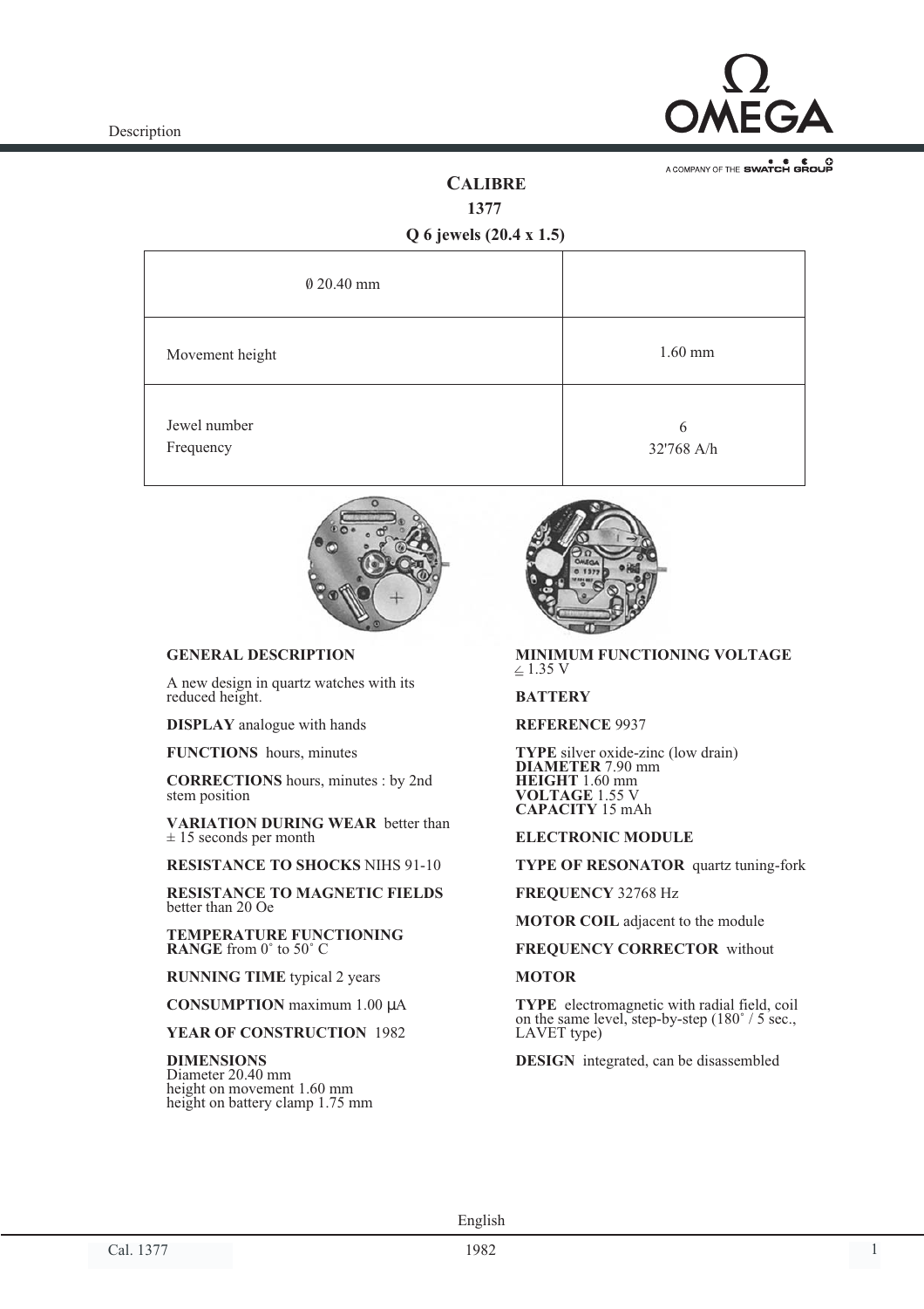# CALIBRE
## 1377
### Q 6 jewels (20.4 x 1.5)

| ∅ 20.40 mm | |
|---|---|
| Movement height | 1.60 mm |
| Jewel number<br>Frequency | 6<br>32'768 A/h |

**GENERAL DESCRIPTION**

A new design in quartz watches with its reduced height.

**DISPLAY** analogue with hands

**FUNCTIONS** hours, minutes

**CORRECTIONS** hours, minutes : by 2nd stem position

**VARIATION DURING WEAR** better than ± 15 seconds per month

**RESISTANCE TO SHOCKS** NIHS 91-10

**RESISTANCE TO MAGNETIC FIELDS** better than 20 Oe

**TEMPERATURE FUNCTIONING RANGE** from 0° to 50° C

**RUNNING TIME** typical 2 years

**CONSUMPTION** maximum 1.00 µA

**YEAR OF CONSTRUCTION** 1982

**DIMENSIONS**
Diameter 20.40 mm
height on movement 1.60 mm
height on battery clamp 1.75 mm

**MINIMUM FUNCTIONING VOLTAGE**
≤ 1.35 V

**BATTERY**

**REFERENCE** 9937

**TYPE** silver oxide-zinc (low drain)
**DIAMETER** 7.90 mm
**HEIGHT** 1.60 mm
**VOLTAGE** 1.55 V
**CAPACITY** 15 mAh

**ELECTRONIC MODULE**

**TYPE OF RESONATOR** quartz tuning-fork

**FREQUENCY** 32768 Hz

**MOTOR COIL** adjacent to the module

**FREQUENCY CORRECTOR** without

**MOTOR**

**TYPE** electromagnetic with radial field, coil on the same level, step-by-step (180° / 5 sec., LAVET type)

**DESIGN** integrated, can be disassembled

English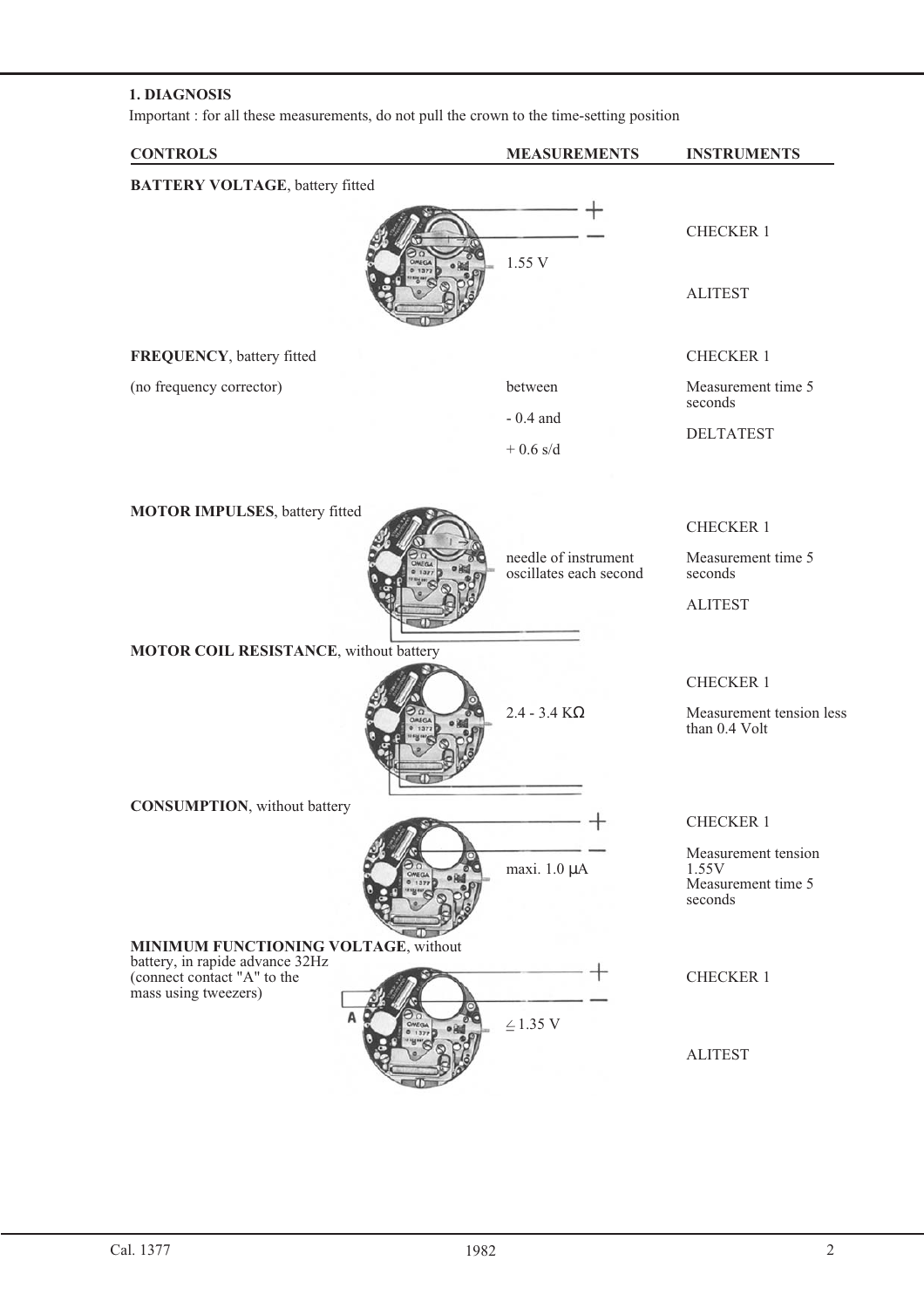## 1. DIAGNOSIS

Important : for all these measurements, do not pull the crown to the time-setting position

| CONTROLS | MEASUREMENTS | INSTRUMENTS |
| --- | --- | --- |
| **BATTERY VOLTAGE**, battery fitted | 1.55 V | CHECKER 1<br>ALITEST |
| **FREQUENCY**, battery fitted<br>(no frequency corrector) | between<br>- 0.4 and<br>+ 0.6 s/d | CHECKER 1<br>Measurement time 5 seconds<br>DELTATEST |
| **MOTOR IMPULSES**, battery fitted | needle of instrument oscillates each second | CHECKER 1<br>Measurement time 5 seconds<br>ALITEST |
| **MOTOR COIL RESISTANCE**, without battery | 2.4 - 3.4 KΩ | CHECKER 1<br>Measurement tension less than 0.4 Volt |
| **CONSUMPTION**, without battery | maxi. 1.0 μA | CHECKER 1<br>Measurement tension 1.55V<br>Measurement time 5 seconds |
| **MINIMUM FUNCTIONING VOLTAGE**, without battery, in rapide advance 32Hz (connect contact "A" to the mass using tweezers) | ≤ 1.35 V | CHECKER 1<br>ALITEST |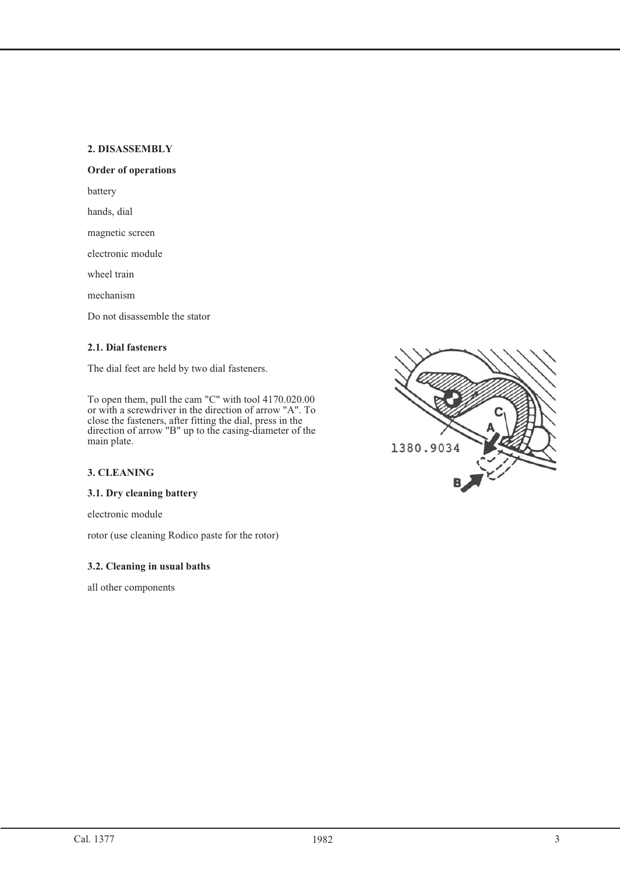## 2. DISASSEMBLY

**Order of operations**

battery

hands, dial

magnetic screen

electronic module

wheel train

mechanism

Do not disassemble the stator

### 2.1. Dial fasteners

The dial feet are held by two dial fasteners.

To open them, pull the cam "C" with tool 4170.020.00 or with a screwdriver in the direction of arrow "A". To close the fasteners, after fitting the dial, press in the direction of arrow "B" up to the casing-diameter of the main plate.

## 3. CLEANING

### 3.1. Dry cleaning battery

electronic module

rotor (use cleaning Rodico paste for the rotor)

### 3.2. Cleaning in usual baths

all other components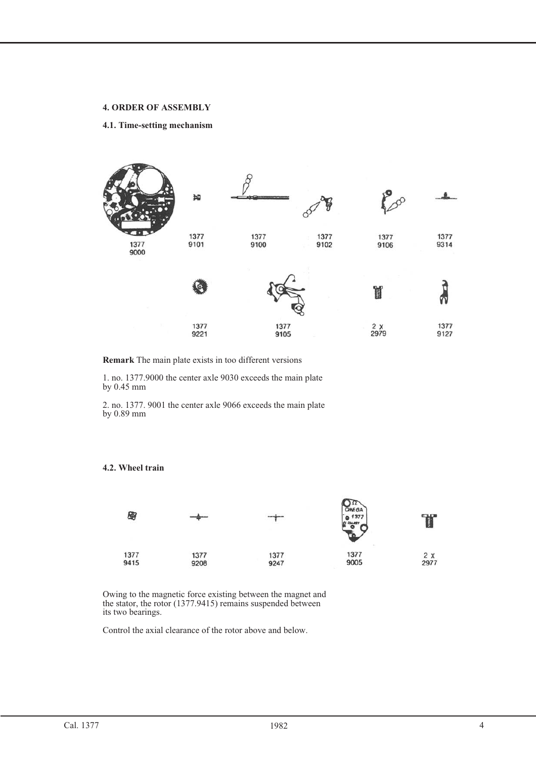## 4. ORDER OF ASSEMBLY

### 4.1. Time-setting mechanism

1377 9000

1377 9101

1377 9100

1377 9102

1377 9106

1377 9314

1377 9221

1377 9105

2 x 2979

1377 9127

**Remark** The main plate exists in too different versions

1. no. 1377.9000 the center axle 9030 exceeds the main plate by 0.45 mm

2. no. 1377. 9001 the center axle 9066 exceeds the main plate by 0.89 mm

### 4.2. Wheel train

1377 9415

1377 9208

1377 9247

1377 9005

2 x 2977

Owing to the magnetic force existing between the magnet and the stator, the rotor (1377.9415) remains suspended between its two bearings.

Control the axial clearance of the rotor above and below.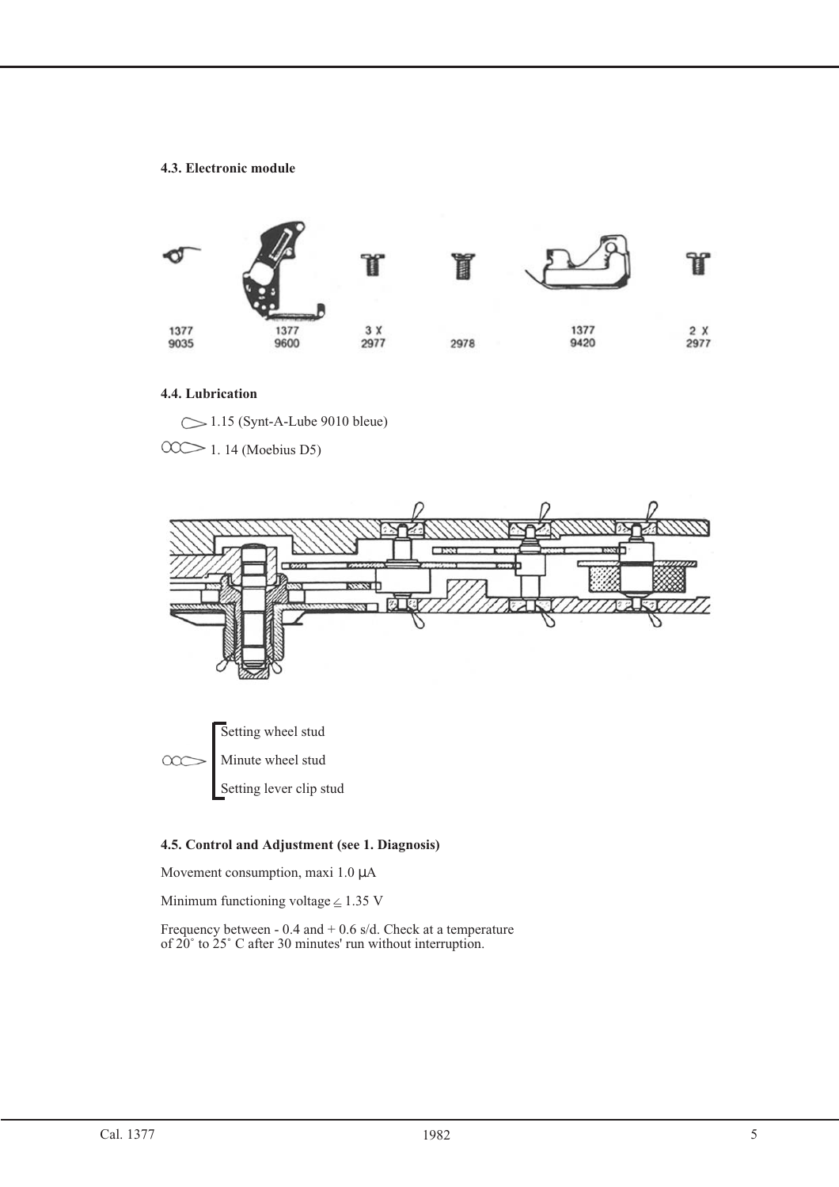#### 4.3. Electronic module

| 1377 9035 | 1377 9600 | 3 X 2977 | 2978 | 1377 9420 | 2 X 2977 |
|---|---|---|---|---|---|

#### 4.4. Lubrication

1.15 (Synt-A-Lube 9010 bleue)

1. 14 (Moebius D5)

- Setting wheel stud
- Minute wheel stud
- Setting lever clip stud

#### 4.5. Control and Adjustment (see 1. Diagnosis)

Movement consumption, maxi 1.0 µA

Minimum functioning voltage $\leq$ 1.35 V

Frequency between - 0.4 and + 0.6 s/d. Check at a temperature of 20° to 25° C after 30 minutes' run without interruption.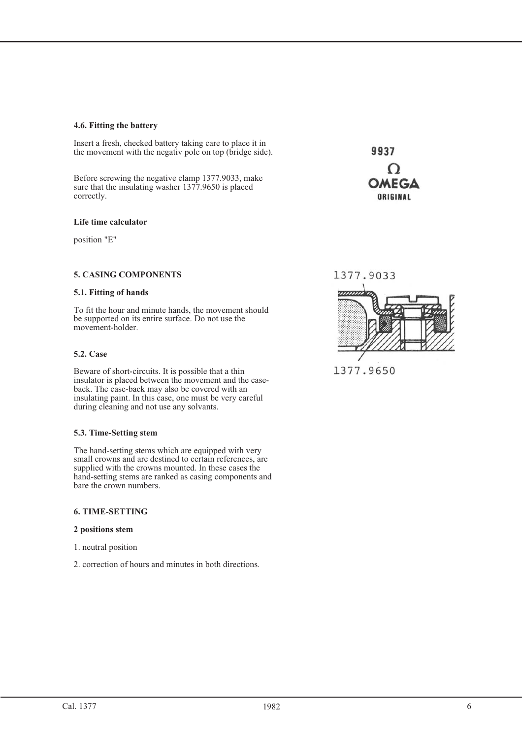### 4.6. Fitting the battery

Insert a fresh, checked battery taking care to place it in the movement with the negativ pole on top (bridge side).

Before screwing the negative clamp 1377.9033, make sure that the insulating washer 1377.9650 is placed correctly.

9937

Ω
OMEGA
ORIGINAL

1377.9033

1377.9650

#### Life time calculator

position "E"

## 5. CASING COMPONENTS

### 5.1. Fitting of hands

To fit the hour and minute hands, the movement should be supported on its entire surface. Do not use the movement-holder.

### 5.2. Case

Beware of short-circuits. It is possible that a thin insulator is placed between the movement and the case-back. The case-back may also be covered with an insulating paint. In this case, one must be very careful during cleaning and not use any solvants.

### 5.3. Time-Setting stem

The hand-setting stems which are equipped with very small crowns and are destined to certain references, are supplied with the crowns mounted. In these cases the hand-setting stems are ranked as casing components and bare the crown numbers.

## 6. TIME-SETTING

#### 2 positions stem

1. neutral position
2. correction of hours and minutes in both directions.